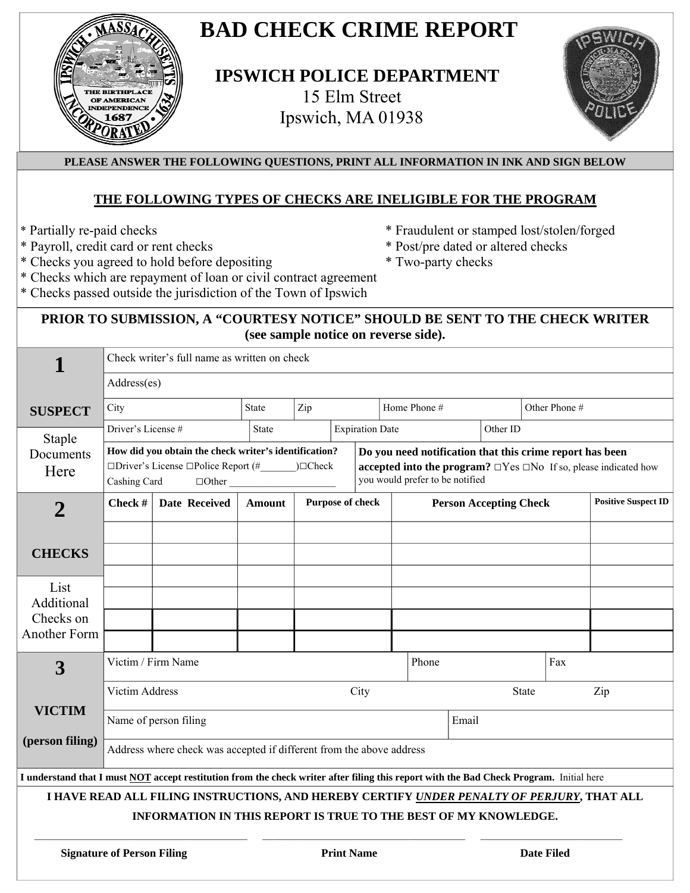# BAD CHECK CRIME REPORT

## IPSWICH POLICE DEPARTMENT

15 Elm Street
Ipswich, MA 01938

**PLEASE ANSWER THE FOLLOWING QUESTIONS, PRINT ALL INFORMATION IN INK AND SIGN BELOW**

### THE FOLLOWING TYPES OF CHECKS ARE INELIGIBLE FOR THE PROGRAM

* Partially re-paid checks
* Payroll, credit card or rent checks
* Checks you agreed to hold before depositing
* Checks which are repayment of loan or civil contract agreement
* Checks passed outside the jurisdiction of the Town of Ipswich
* Fraudulent or stamped lost/stolen/forged
* Post/pre dated or altered checks
* Two-party checks

**PRIOR TO SUBMISSION, A "COURTESY NOTICE" SHOULD BE SENT TO THE CHECK WRITER (see sample notice on reverse side).**

## 1 SUSPECT

Staple Documents Here

| Check writer's full name as written on check | | | | |
|---|---|---|---|---|
| Address(es) | | | | |
| City | State | Zip | Home Phone # | Other Phone # |
| Driver's License # | State | Expiration Date | Other ID | |

**How did you obtain the check writer's identification?**
□Driver's License □Police Report (#_______)□Check Cashing Card □Other ______________________

**Do you need notification that this crime report has been accepted into the program?** □Yes □No If so, please indicated how you would prefer to be notified

## 2 CHECKS

List Additional Checks on Another Form

| Check # | Date Received | Amount | Purpose of check | Person Accepting Check | Positive Suspect ID |
|---|---|---|---|---|---|
| | | | | | |
| | | | | | |
| | | | | | |
| | | | | | |
| | | | | | |
| | | | | | |

## 3 VICTIM (person filing)

| Victim / Firm Name | | Phone | Fax |
|---|---|---|---|
| Victim Address | City | State | Zip |
| Name of person filing | | Email | |
| Address where check was accepted if different from the above address | | | |

**I understand that I must NOT accept restitution from the check writer after filing this report with the Bad Check Program.** Initial here

**I HAVE READ ALL FILING INSTRUCTIONS, AND HEREBY CERTIFY *UNDER PENALTY OF PERJURY*, THAT ALL INFORMATION IN THIS REPORT IS TRUE TO THE BEST OF MY KNOWLEDGE.**

| Signature of Person Filing | Print Name | Date Filed |
|---|---|---|
| | | |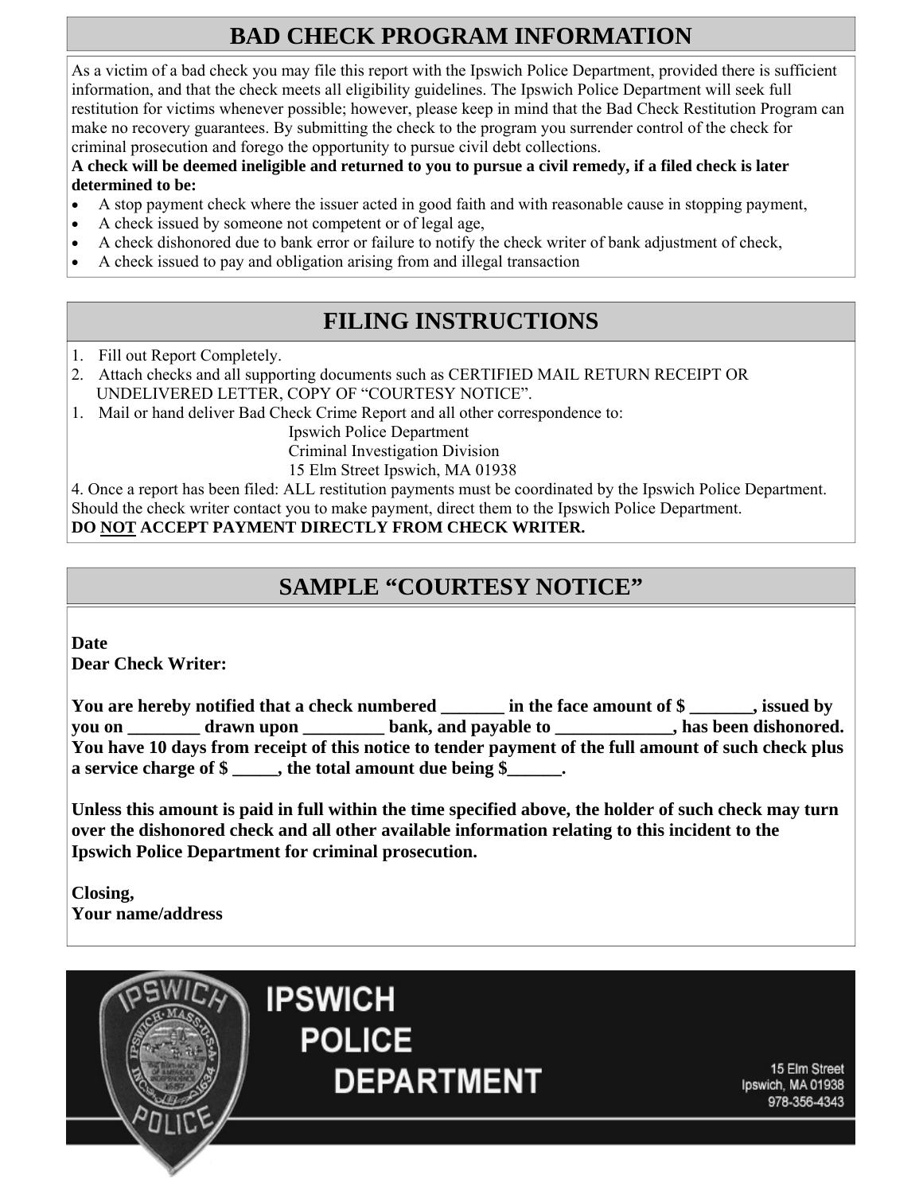## BAD CHECK PROGRAM INFORMATION

As a victim of a bad check you may file this report with the Ipswich Police Department, provided there is sufficient information, and that the check meets all eligibility guidelines. The Ipswich Police Department will seek full restitution for victims whenever possible; however, please keep in mind that the Bad Check Restitution Program can make no recovery guarantees. By submitting the check to the program you surrender control of the check for criminal prosecution and forego the opportunity to pursue civil debt collections.

**A check will be deemed ineligible and returned to you to pursue a civil remedy, if a filed check is later determined to be:**

- A stop payment check where the issuer acted in good faith and with reasonable cause in stopping payment,
- A check issued by someone not competent or of legal age,
- A check dishonored due to bank error or failure to notify the check writer of bank adjustment of check,
- A check issued to pay and obligation arising from and illegal transaction

## FILING INSTRUCTIONS

1. Fill out Report Completely.
2. Attach checks and all supporting documents such as CERTIFIED MAIL RETURN RECEIPT OR UNDELIVERED LETTER, COPY OF "COURTESY NOTICE".
1. Mail or hand deliver Bad Check Crime Report and all other correspondence to:

   Ipswich Police Department
   Criminal Investigation Division
   15 Elm Street Ipswich, MA 01938

4. Once a report has been filed: ALL restitution payments must be coordinated by the Ipswich Police Department. Should the check writer contact you to make payment, direct them to the Ipswich Police Department.

**DO <u>NOT</u> ACCEPT PAYMENT DIRECTLY FROM CHECK WRITER.**

## SAMPLE "COURTESY NOTICE"

**Date**
**Dear Check Writer:**

**You are hereby notified that a check numbered _______ in the face amount of $ _______, issued by you on ________ drawn upon _________ bank, and payable to _____________, has been dishonored. You have 10 days from receipt of this notice to tender payment of the full amount of such check plus a service charge of $ _____, the total amount due being $______.**

**Unless this amount is paid in full within the time specified above, the holder of such check may turn over the dishonored check and all other available information relating to this incident to the Ipswich Police Department for criminal prosecution.**

**Closing,**
**Your name/address**

**IPSWICH POLICE DEPARTMENT**

15 Elm Street
Ipswich, MA 01938
978-356-4343